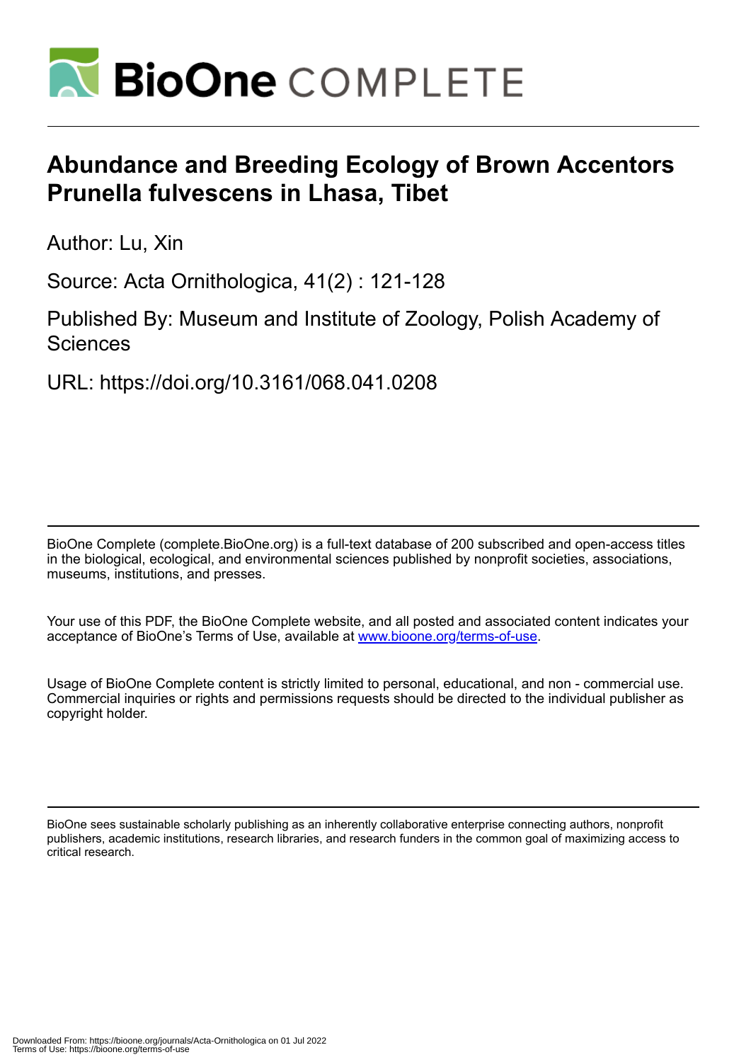# Abundance and Breeding Ecology of Brown Accentors Prunella fulvescens in Lhasa, Tibet

Author: Lu, Xin

Source: Acta Ornithologica, 41(2) : 121-128

Published By: Museum and Institute of Zoology, Polish Academy of Sciences

URL: https://doi.org/10.3161/068.041.0208

BioOne Complete (complete.BioOne.org) is a full-text database of 200 subscribed and open-access titles in the biological, ecological, and environmental sciences published by nonprofit societies, associations, museums, institutions, and presses.

Your use of this PDF, the BioOne Complete website, and all posted and associated content indicates your acceptance of BioOne's Terms of Use, available at www.bioone.org/terms-of-use.

Usage of BioOne Complete content is strictly limited to personal, educational, and non - commercial use. Commercial inquiries or rights and permissions requests should be directed to the individual publisher as copyright holder.

BioOne sees sustainable scholarly publishing as an inherently collaborative enterprise connecting authors, nonprofit publishers, academic institutions, research libraries, and research funders in the common goal of maximizing access to critical research.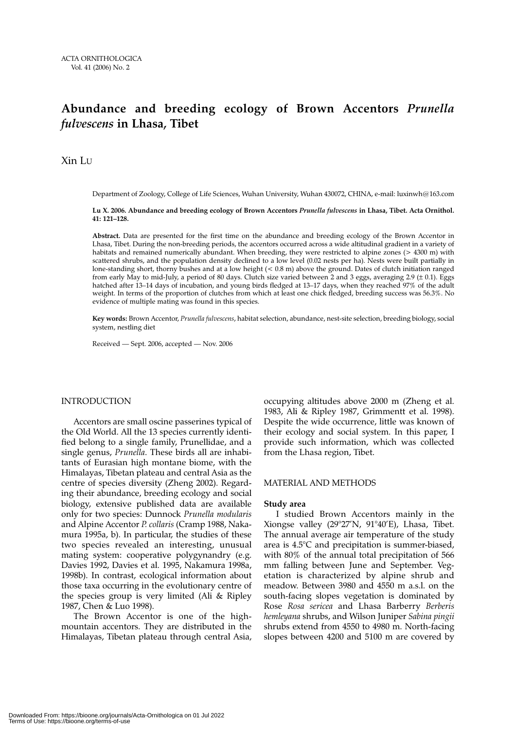ACTA ORNITHOLOGICA
Vol. 41 (2006) No. 2

# Abundance and breeding ecology of Brown Accentors *Prunella fulvescens* in Lhasa, Tibet

Xin Lu

Department of Zoology, College of Life Sciences, Wuhan University, Wuhan 430072, CHINA, e-mail: luxinwh@163.com

**Lu X. 2006. Abundance and breeding ecology of Brown Accentors *Prunella fulvescens* in Lhasa, Tibet. Acta Ornithol. 41: 121–128.**

**Abstract.** Data are presented for the first time on the abundance and breeding ecology of the Brown Accentor in Lhasa, Tibet. During the non-breeding periods, the accentors occurred across a wide altitudinal gradient in a variety of habitats and remained numerically abundant. When breeding, they were restricted to alpine zones (> 4300 m) with scattered shrubs, and the population density declined to a low level (0.02 nests per ha). Nests were built partially in lone-standing short, thorny bushes and at a low height (< 0.8 m) above the ground. Dates of clutch initiation ranged from early May to mid-July, a period of 80 days. Clutch size varied between 2 and 3 eggs, averaging 2.9 (± 0.1). Eggs hatched after 13–14 days of incubation, and young birds fledged at 13–17 days, when they reached 97% of the adult weight. In terms of the proportion of clutches from which at least one chick fledged, breeding success was 56.3%. No evidence of multiple mating was found in this species.

**Key words:** Brown Accentor, *Prunella fulvescens*, habitat selection, abundance, nest-site selection, breeding biology, social system, nestling diet

Received — Sept. 2006, accepted — Nov. 2006

## INTRODUCTION

Accentors are small oscine passerines typical of the Old World. All the 13 species currently identified belong to a single family, Prunellidae, and a single genus, *Prunella*. These birds all are inhabitants of Eurasian high montane biome, with the Himalayas, Tibetan plateau and central Asia as the centre of species diversity (Zheng 2002). Regarding their abundance, breeding ecology and social biology, extensive published data are available only for two species: Dunnock *Prunella modularis* and Alpine Accentor *P. collaris* (Cramp 1988, Nakamura 1995a, b). In particular, the studies of these two species revealed an interesting, unusual mating system: cooperative polygynandry (e.g. Davies 1992, Davies et al. 1995, Nakamura 1998a, 1998b). In contrast, ecological information about those taxa occurring in the evolutionary centre of the species group is very limited (Ali & Ripley 1987, Chen & Luo 1998).

The Brown Accentor is one of the high-mountain accentors. They are distributed in the Himalayas, Tibetan plateau through central Asia, occupying altitudes above 2000 m (Zheng et al. 1983, Ali & Ripley 1987, Grimmentt et al. 1998). Despite the wide occurrence, little was known of their ecology and social system. In this paper, I provide such information, which was collected from the Lhasa region, Tibet.

## MATERIAL AND METHODS

### Study area

I studied Brown Accentors mainly in the Xiongse valley (29°27′N, 91°40′E), Lhasa, Tibet. The annual average air temperature of the study area is 4.5°C and precipitation is summer-biased, with 80% of the annual total precipitation of 566 mm falling between June and September. Vegetation is characterized by alpine shrub and meadow. Between 3980 and 4550 m a.s.l. on the south-facing slopes vegetation is dominated by Rose *Rosa sericea* and Lhasa Barberry *Berberis hemleyana* shrubs, and Wilson Juniper *Sabina pingii* shrubs extend from 4550 to 4980 m. North-facing slopes between 4200 and 5100 m are covered by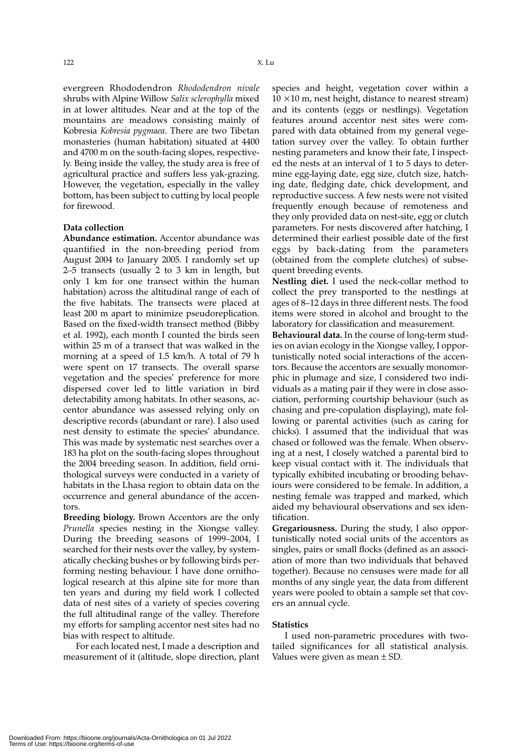evergreen Rhododendron *Rhododendron nivale* shrubs with Alpine Willow *Salix sclerophylla* mixed in at lower altitudes. Near and at the top of the mountains are meadows consisting mainly of Kobresia *Kobresia pygmaea*. There are two Tibetan monasteries (human habitation) situated at 4400 and 4700 m on the south-facing slopes, respectively. Being inside the valley, the study area is free of agricultural practice and suffers less yak-grazing. However, the vegetation, especially in the valley bottom, has been subject to cutting by local people for firewood.

### Data collection

**Abundance estimation.** Accentor abundance was quantified in the non-breeding period from August 2004 to January 2005. I randomly set up 2–5 transects (usually 2 to 3 km in length, but only 1 km for one transect within the human habitation) across the altitudinal range of each of the five habitats. The transects were placed at least 200 m apart to minimize pseudoreplication. Based on the fixed-width transect method (Bibby et al. 1992), each month I counted the birds seen within 25 m of a transect that was walked in the morning at a speed of 1.5 km/h. A total of 79 h were spent on 17 transects. The overall sparse vegetation and the species' preference for more dispersed cover led to little variation in bird detectability among habitats. In other seasons, accentor abundance was assessed relying only on descriptive records (abundant or rare). I also used nest density to estimate the species' abundance. This was made by systematic nest searches over a 183 ha plot on the south-facing slopes throughout the 2004 breeding season. In addition, field ornithological surveys were conducted in a variety of habitats in the Lhasa region to obtain data on the occurrence and general abundance of the accentors.

**Breeding biology.** Brown Accentors are the only *Prunella* species nesting in the Xiongse valley. During the breeding seasons of 1999–2004, I searched for their nests over the valley, by systematically checking bushes or by following birds performing nesting behaviour. I have done ornithological research at this alpine site for more than ten years and during my field work I collected data of nest sites of a variety of species covering the full altitudinal range of the valley. Therefore my efforts for sampling accentor nest sites had no bias with respect to altitude.

For each located nest, I made a description and measurement of it (altitude, slope direction, plant species and height, vegetation cover within a $10 \times 10$ m, nest height, distance to nearest stream) and its contents (eggs or nestlings). Vegetation features around accentor nest sites were compared with data obtained from my general vegetation survey over the valley. To obtain further nesting parameters and know their fate, I inspected the nests at an interval of 1 to 5 days to determine egg-laying date, egg size, clutch size, hatching date, fledging date, chick development, and reproductive success. A few nests were not visited frequently enough because of remoteness and they only provided data on nest-site, egg or clutch parameters. For nests discovered after hatching, I determined their earliest possible date of the first eggs by back-dating from the parameters (obtained from the complete clutches) of subsequent breeding events.

**Nestling diet.** I used the neck-collar method to collect the prey transported to the nestlings at ages of 8–12 days in three different nests. The food items were stored in alcohol and brought to the laboratory for classification and measurement.

**Behavioural data.** In the course of long-term studies on avian ecology in the Xiongse valley, I opportunistically noted social interactions of the accentors. Because the accentors are sexually monomorphic in plumage and size, I considered two individuals as a mating pair if they were in close association, performing courtship behaviour (such as chasing and pre-copulation displaying), mate following or parental activities (such as caring for chicks). I assumed that the individual that was chased or followed was the female. When observing at a nest, I closely watched a parental bird to keep visual contact with it. The individuals that typically exhibited incubating or brooding behaviours were considered to be female. In addition, a nesting female was trapped and marked, which aided my behavioural observations and sex identification.

**Gregariousness.** During the study, I also opportunistically noted social units of the accentors as singles, pairs or small flocks (defined as an association of more than two individuals that behaved together). Because no censuses were made for all months of any single year, the data from different years were pooled to obtain a sample set that covers an annual cycle.

### Statistics

I used non-parametric procedures with two-tailed significances for all statistical analysis. Values were given as mean ± SD.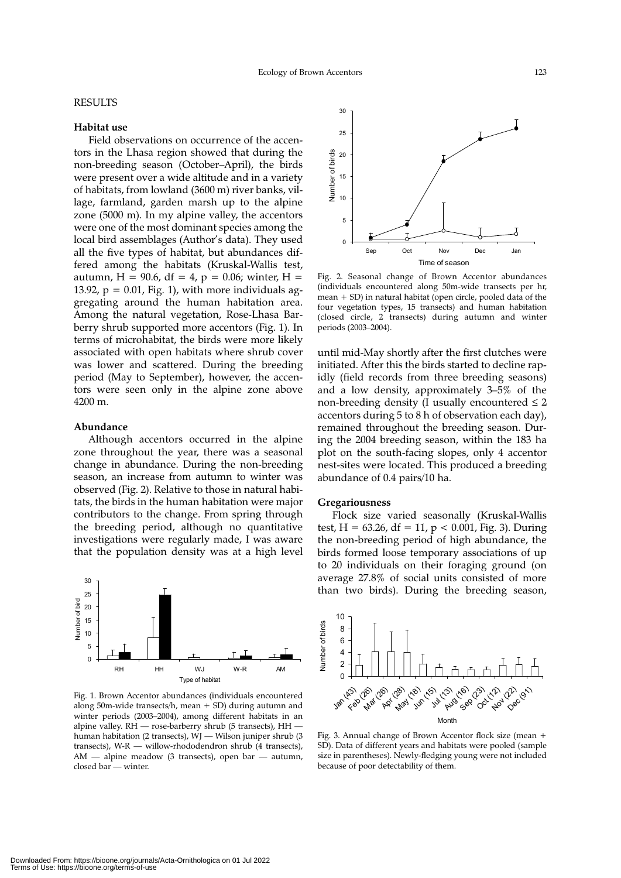## RESULTS

### Habitat use

Field observations on occurrence of the accentors in the Lhasa region showed that during the non-breeding season (October–April), the birds were present over a wide altitude and in a variety of habitats, from lowland (3600 m) river banks, village, farmland, garden marsh up to the alpine zone (5000 m). In my alpine valley, the accentors were one of the most dominant species among the local bird assemblages (Author's data). They used all the five types of habitat, but abundances differed among the habitats (Kruskal-Wallis test, autumn, $H = 90.6$, $df = 4$, $p = 0.06$; winter, $H = 13.92$, $p = 0.01$, Fig. 1), with more individuals aggregating around the human habitation area. Among the natural vegetation, Rose-Lhasa Barberry shrub supported more accentors (Fig. 1). In terms of microhabitat, the birds were more likely associated with open habitats where shrub cover was lower and scattered. During the breeding period (May to September), however, the accentors were seen only in the alpine zone above 4200 m.

### Abundance

Although accentors occurred in the alpine zone throughout the year, there was a seasonal change in abundance. During the non-breeding season, an increase from autumn to winter was observed (Fig. 2). Relative to those in natural habitats, the birds in the human habitation were major contributors to the change. From spring through the breeding period, although no quantitative investigations were regularly made, I was aware that the population density was at a high level until mid-May shortly after the first clutches were initiated. After this the birds started to decline rapidly (field records from three breeding seasons) and a low density, approximately 3–5% of the non-breeding density (I usually encountered ≤ 2 accentors during 5 to 8 h of observation each day), remained throughout the breeding season. During the 2004 breeding season, within the 183 ha plot on the south-facing slopes, only 4 accentor nest-sites were located. This produced a breeding abundance of 0.4 pairs/10 ha.

Fig. 1. Brown Accentor abundances (individuals encountered along 50m-wide transects/h, mean + SD) during autumn and winter periods (2003–2004), among different habitats in an alpine valley. RH — rose-barberry shrub (5 transects), HH — human habitation (2 transects), WJ — Wilson juniper shrub (3 transects), W-R — willow-rhododendron shrub (4 transects), AM — alpine meadow (3 transects), open bar — autumn, closed bar — winter.

Fig. 2. Seasonal change of Brown Accentor abundances (individuals encountered along 50m-wide transects per hr, mean + SD) in natural habitat (open circle, pooled data of the four vegetation types, 15 transects) and human habitation (closed circle, 2 transects) during autumn and winter periods (2003–2004).

### Gregariousness

Flock size varied seasonally (Kruskal-Wallis test, $H = 63.26$, $df = 11$, $p < 0.001$, Fig. 3). During the non-breeding period of high abundance, the birds formed loose temporary associations of up to 20 individuals on their foraging ground (on average 27.8% of social units consisted of more than two birds). During the breeding season,

Fig. 3. Annual change of Brown Accentor flock size (mean + SD). Data of different years and habitats were pooled (sample size in parentheses). Newly-fledging young were not included because of poor detectability of them.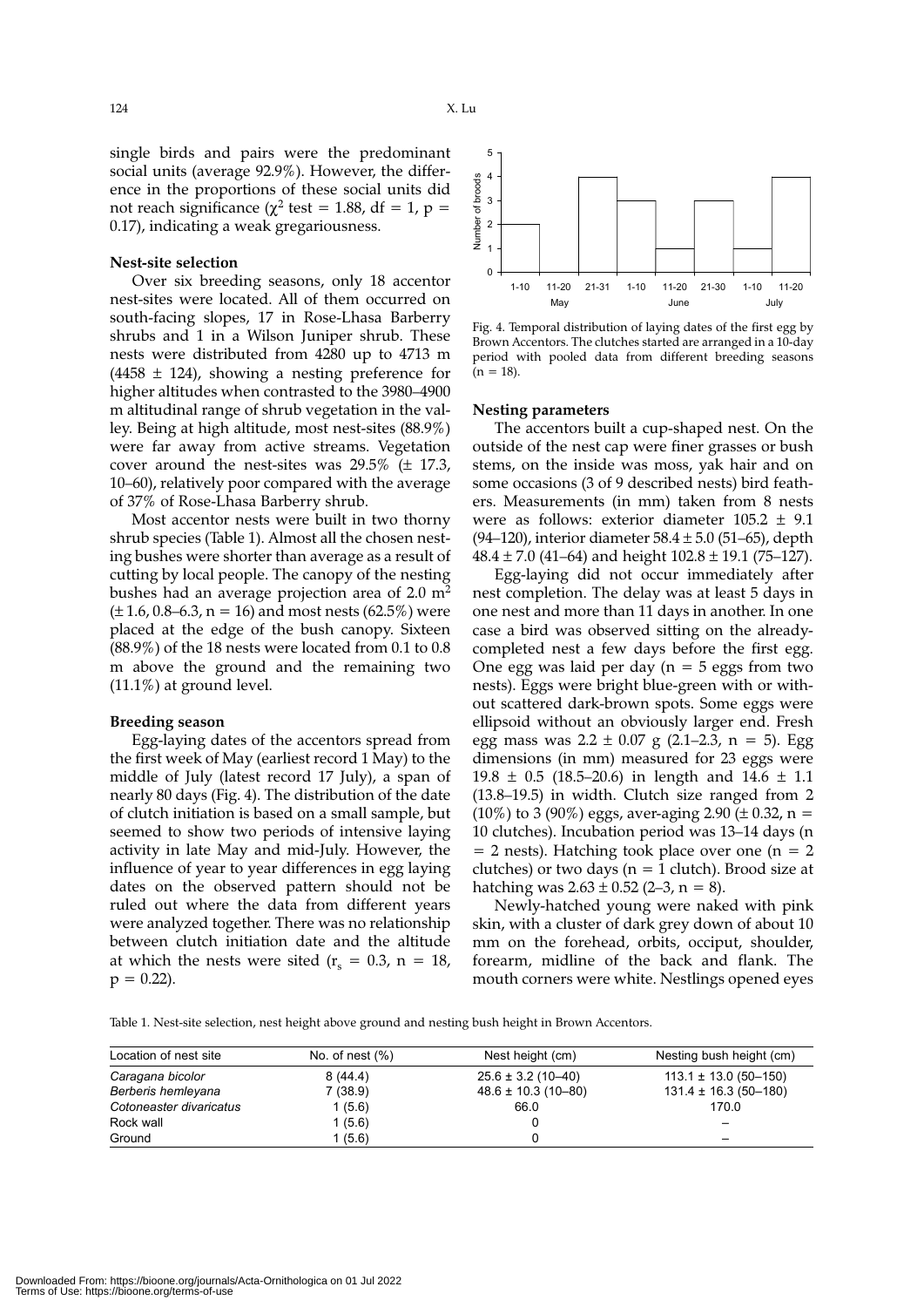single birds and pairs were the predominant social units (average 92.9%). However, the difference in the proportions of these social units did not reach significance ($\chi^2$ test = 1.88, df = 1, p = 0.17), indicating a weak gregariousness.

### Nest-site selection

Over six breeding seasons, only 18 accentor nest-sites were located. All of them occurred on south-facing slopes, 17 in Rose-Lhasa Barberry shrubs and 1 in a Wilson Juniper shrub. These nests were distributed from 4280 up to 4713 m (4458 ± 124), showing a nesting preference for higher altitudes when contrasted to the 3980–4900 m altitudinal range of shrub vegetation in the valley. Being at high altitude, most nest-sites (88.9%) were far away from active streams. Vegetation cover around the nest-sites was 29.5% (± 17.3, 10–60), relatively poor compared with the average of 37% of Rose-Lhasa Barberry shrub.

Most accentor nests were built in two thorny shrub species (Table 1). Almost all the chosen nesting bushes were shorter than average as a result of cutting by local people. The canopy of the nesting bushes had an average projection area of 2.0 $m^2$ (± 1.6, 0.8–6.3, n = 16) and most nests (62.5%) were placed at the edge of the bush canopy. Sixteen (88.9%) of the 18 nests were located from 0.1 to 0.8 m above the ground and the remaining two (11.1%) at ground level.

### Breeding season

Egg-laying dates of the accentors spread from the first week of May (earliest record 1 May) to the middle of July (latest record 17 July), a span of nearly 80 days (Fig. 4). The distribution of the date of clutch initiation is based on a small sample, but seemed to show two periods of intensive laying activity in late May and mid-July. However, the influence of year to year differences in egg laying dates on the observed pattern should not be ruled out where the data from different years were analyzed together. There was no relationship between clutch initiation date and the altitude at which the nests were sited ($r_s$ = 0.3, n = 18, p = 0.22).

Fig. 4. Temporal distribution of laying dates of the first egg by Brown Accentors. The clutches started are arranged in a 10-day period with pooled data from different breeding seasons (n = 18).

### Nesting parameters

The accentors built a cup-shaped nest. On the outside of the nest cap were finer grasses or bush stems, on the inside was moss, yak hair and on some occasions (3 of 9 described nests) bird feathers. Measurements (in mm) taken from 8 nests were as follows: exterior diameter 105.2 ± 9.1 (94–120), interior diameter 58.4 ± 5.0 (51–65), depth 48.4 ± 7.0 (41–64) and height 102.8 ± 19.1 (75–127).

Egg-laying did not occur immediately after nest completion. The delay was at least 5 days in one nest and more than 11 days in another. In one case a bird was observed sitting on the already-completed nest a few days before the first egg. One egg was laid per day (n = 5 eggs from two nests). Eggs were bright blue-green with or without scattered dark-brown spots. Some eggs were ellipsoid without an obviously larger end. Fresh egg mass was 2.2 ± 0.07 g (2.1–2.3, n = 5). Egg dimensions (in mm) measured for 23 eggs were 19.8 ± 0.5 (18.5–20.6) in length and 14.6 ± 1.1 (13.8–19.5) in width. Clutch size ranged from 2 (10%) to 3 (90%) eggs, averaging 2.90 (± 0.32, n = 10 clutches). Incubation period was 13–14 days (n = 2 nests). Hatching took place over one (n = 2 clutches) or two days (n = 1 clutch). Brood size at hatching was 2.63 ± 0.52 (2–3, n = 8).

Newly-hatched young were naked with pink skin, with a cluster of dark grey down of about 10 mm on the forehead, orbits, occiput, shoulder, forearm, midline of the back and flank. The mouth corners were white. Nestlings opened eyes

Table 1. Nest-site selection, nest height above ground and nesting bush height in Brown Accentors.

| Location of nest site | No. of nest (%) | Nest height (cm) | Nesting bush height (cm) |
|---|---|---|---|
| *Caragana bicolor* | 8 (44.4) | 25.6 ± 3.2 (10–40) | 113.1 ± 13.0 (50–150) |
| *Berberis hemleyana* | 7 (38.9) | 48.6 ± 10.3 (10–80) | 131.4 ± 16.3 (50–180) |
| *Cotoneaster divaricatus* | 1 (5.6) | 66.0 | 170.0 |
| Rock wall | 1 (5.6) | 0 | – |
| Ground | 1 (5.6) | 0 | – |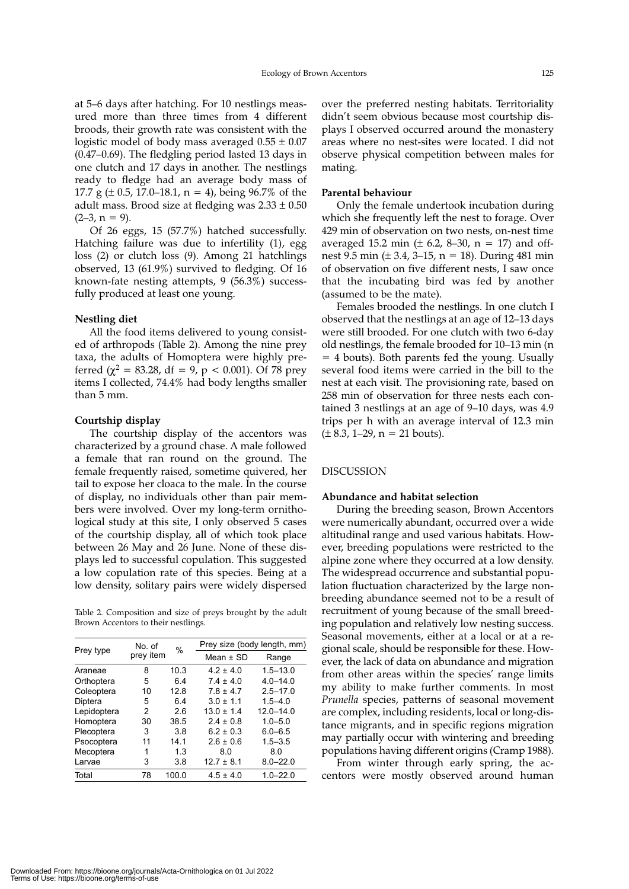at 5–6 days after hatching. For 10 nestlings measured more than three times from 4 different broods, their growth rate was consistent with the logistic model of body mass averaged 0.55 ± 0.07 (0.47–0.69). The fledgling period lasted 13 days in one clutch and 17 days in another. The nestlings ready to fledge had an average body mass of 17.7 g (± 0.5, 17.0–18.1, n = 4), being 96.7% of the adult mass. Brood size at fledging was 2.33 ± 0.50 (2–3, n = 9).

Of 26 eggs, 15 (57.7%) hatched successfully. Hatching failure was due to infertility (1), egg loss (2) or clutch loss (9). Among 21 hatchlings observed, 13 (61.9%) survived to fledging. Of 16 known-fate nesting attempts, 9 (56.3%) successfully produced at least one young.

### Nestling diet

All the food items delivered to young consisted of arthropods (Table 2). Among the nine prey taxa, the adults of Homoptera were highly preferred ($\chi^2 = 83.28$, df = 9, $p < 0.001$). Of 78 prey items I collected, 74.4% had body lengths smaller than 5 mm.

### Courtship display

The courtship display of the accentors was characterized by a ground chase. A male followed a female that ran round on the ground. The female frequently raised, sometime quivered, her tail to expose her cloaca to the male. In the course of display, no individuals other than pair members were involved. Over my long-term ornithological study at this site, I only observed 5 cases of the courtship display, all of which took place between 26 May and 26 June. None of these displays led to successful copulation. This suggested a low copulation rate of this species. Being at a low density, solitary pairs were widely dispersed over the preferred nesting habitats. Territoriality didn't seem obvious because most courtship displays I observed occurred around the monastery areas where no nest-sites were located. I did not observe physical competition between males for mating.

Table 2. Composition and size of preys brought by the adult Brown Accentors to their nestlings.

| Prey type | No. of prey item | % | Prey size (body length, mm) | |
|---|---|---|---|---|
| | | | Mean ± SD | Range |
| Araneae | 8 | 10.3 | 4.2 ± 4.0 | 1.5–13.0 |
| Orthoptera | 5 | 6.4 | 7.4 ± 4.0 | 4.0–14.0 |
| Coleoptera | 10 | 12.8 | 7.8 ± 4.7 | 2.5–17.0 |
| Diptera | 5 | 6.4 | 3.0 ± 1.1 | 1.5–4.0 |
| Lepidoptera | 2 | 2.6 | 13.0 ± 1.4 | 12.0–14.0 |
| Homoptera | 30 | 38.5 | 2.4 ± 0.8 | 1.0–5.0 |
| Plecoptera | 3 | 3.8 | 6.2 ± 0.3 | 6.0–6.5 |
| Psocoptera | 11 | 14.1 | 2.6 ± 0.6 | 1.5–3.5 |
| Mecoptera | 1 | 1.3 | 8.0 | 8.0 |
| Larvae | 3 | 3.8 | 12.7 ± 8.1 | 8.0–22.0 |
| Total | 78 | 100.0 | 4.5 ± 4.0 | 1.0–22.0 |

### Parental behaviour

Only the female undertook incubation during which she frequently left the nest to forage. Over 429 min of observation on two nests, on-nest time averaged 15.2 min (± 6.2, 8–30, n = 17) and off-nest 9.5 min (± 3.4, 3–15, n = 18). During 481 min of observation on five different nests, I saw once that the incubating bird was fed by another (assumed to be the mate).

Females brooded the nestlings. In one clutch I observed that the nestlings at an age of 12–13 days were still brooded. For one clutch with two 6-day old nestlings, the female brooded for 10–13 min (n = 4 bouts). Both parents fed the young. Usually several food items were carried in the bill to the nest at each visit. The provisioning rate, based on 258 min of observation for three nests each contained 3 nestlings at an age of 9–10 days, was 4.9 trips per h with an average interval of 12.3 min (± 8.3, 1–29, n = 21 bouts).

## DISCUSSION

### Abundance and habitat selection

During the breeding season, Brown Accentors were numerically abundant, occurred over a wide altitudinal range and used various habitats. However, breeding populations were restricted to the alpine zone where they occurred at a low density. The widespread occurrence and substantial population fluctuation characterized by the large nonbreeding abundance seemed not to be a result of recruitment of young because of the small breeding population and relatively low nesting success. Seasonal movements, either at a local or at a regional scale, should be responsible for these. However, the lack of data on abundance and migration from other areas within the species' range limits my ability to make further comments. In most *Prunella* species, patterns of seasonal movement are complex, including residents, local or long-distance migrants, and in specific regions migration may partially occur with wintering and breeding populations having different origins (Cramp 1988).

From winter through early spring, the accentors were mostly observed around human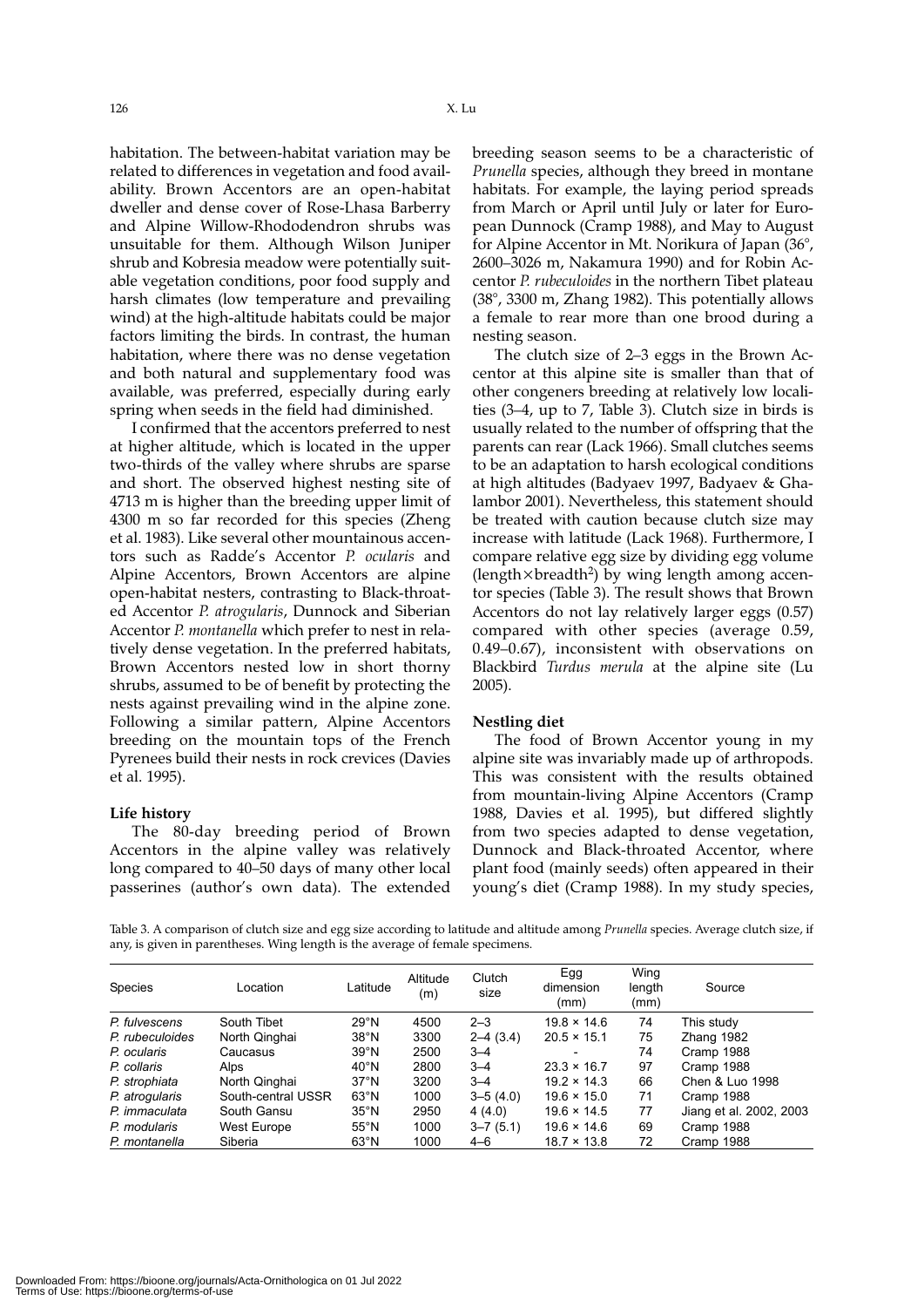habitation. The between-habitat variation may be related to differences in vegetation and food availability. Brown Accentors are an open-habitat dweller and dense cover of Rose-Lhasa Barberry and Alpine Willow-Rhododendron shrubs was unsuitable for them. Although Wilson Juniper shrub and Kobresia meadow were potentially suitable vegetation conditions, poor food supply and harsh climates (low temperature and prevailing wind) at the high-altitude habitats could be major factors limiting the birds. In contrast, the human habitation, where there was no dense vegetation and both natural and supplementary food was available, was preferred, especially during early spring when seeds in the field had diminished.

I confirmed that the accentors preferred to nest at higher altitude, which is located in the upper two-thirds of the valley where shrubs are sparse and short. The observed highest nesting site of 4713 m is higher than the breeding upper limit of 4300 m so far recorded for this species (Zheng et al. 1983). Like several other mountainous accentors such as Radde's Accentor *P. ocularis* and Alpine Accentors, Brown Accentors are alpine open-habitat nesters, contrasting to Black-throated Accentor *P. atrogularis*, Dunnock and Siberian Accentor *P. montanella* which prefer to nest in relatively dense vegetation. In the preferred habitats, Brown Accentors nested low in short thorny shrubs, assumed to be of benefit by protecting the nests against prevailing wind in the alpine zone. Following a similar pattern, Alpine Accentors breeding on the mountain tops of the French Pyrenees build their nests in rock crevices (Davies et al. 1995).

**Life history**

The 80-day breeding period of Brown Accentors in the alpine valley was relatively long compared to 40–50 days of many other local passerines (author's own data). The extended breeding season seems to be a characteristic of *Prunella* species, although they breed in montane habitats. For example, the laying period spreads from March or April until July or later for European Dunnock (Cramp 1988), and May to August for Alpine Accentor in Mt. Norikura of Japan (36°, 2600–3026 m, Nakamura 1990) and for Robin Accentor *P. rubeculoides* in the northern Tibet plateau (38°, 3300 m, Zhang 1982). This potentially allows a female to rear more than one brood during a nesting season.

The clutch size of 2–3 eggs in the Brown Accentor at this alpine site is smaller than that of other congeners breeding at relatively low localities (3–4, up to 7, Table 3). Clutch size in birds is usually related to the number of offspring that the parents can rear (Lack 1966). Small clutches seems to be an adaptation to harsh ecological conditions at high altitudes (Badyaev 1997, Badyaev & Ghalambor 2001). Nevertheless, this statement should be treated with caution because clutch size may increase with latitude (Lack 1968). Furthermore, I compare relative egg size by dividing egg volume (length×breadth$^2$) by wing length among accentor species (Table 3). The result shows that Brown Accentors do not lay relatively larger eggs (0.57) compared with other species (average 0.59, 0.49–0.67), inconsistent with observations on Blackbird *Turdus merula* at the alpine site (Lu 2005).

**Nestling diet**

The food of Brown Accentor young in my alpine site was invariably made up of arthropods. This was consistent with the results obtained from mountain-living Alpine Accentors (Cramp 1988, Davies et al. 1995), but differed slightly from two species adapted to dense vegetation, Dunnock and Black-throated Accentor, where plant food (mainly seeds) often appeared in their young's diet (Cramp 1988). In my study species,

Table 3. A comparison of clutch size and egg size according to latitude and altitude among *Prunella* species. Average clutch size, if any, is given in parentheses. Wing length is the average of female specimens.

| Species | Location | Latitude | Altitude (m) | Clutch size | Egg dimension (mm) | Wing length (mm) | Source |
|---|---|---|---|---|---|---|---|
| *P. fulvescens* | South Tibet | 29°N | 4500 | 2–3 | 19.8 × 14.6 | 74 | This study |
| *P. rubeculoides* | North Qinghai | 38°N | 3300 | 2–4 (3.4) | 20.5 × 15.1 | 75 | Zhang 1982 |
| *P. ocularis* | Caucasus | 39°N | 2500 | 3–4 | - | 74 | Cramp 1988 |
| *P. collaris* | Alps | 40°N | 2800 | 3–4 | 23.3 × 16.7 | 97 | Cramp 1988 |
| *P. strophiata* | North Qinghai | 37°N | 3200 | 3–4 | 19.2 × 14.3 | 66 | Chen & Luo 1998 |
| *P. atrogularis* | South-central USSR | 63°N | 1000 | 3–5 (4.0) | 19.6 × 15.0 | 71 | Cramp 1988 |
| *P. immaculata* | South Gansu | 35°N | 2950 | 4 (4.0) | 19.6 × 14.5 | 77 | Jiang et al. 2002, 2003 |
| *P. modularis* | West Europe | 55°N | 1000 | 3–7 (5.1) | 19.6 × 14.6 | 69 | Cramp 1988 |
| *P. montanella* | Siberia | 63°N | 1000 | 4–6 | 18.7 × 13.8 | 72 | Cramp 1988 |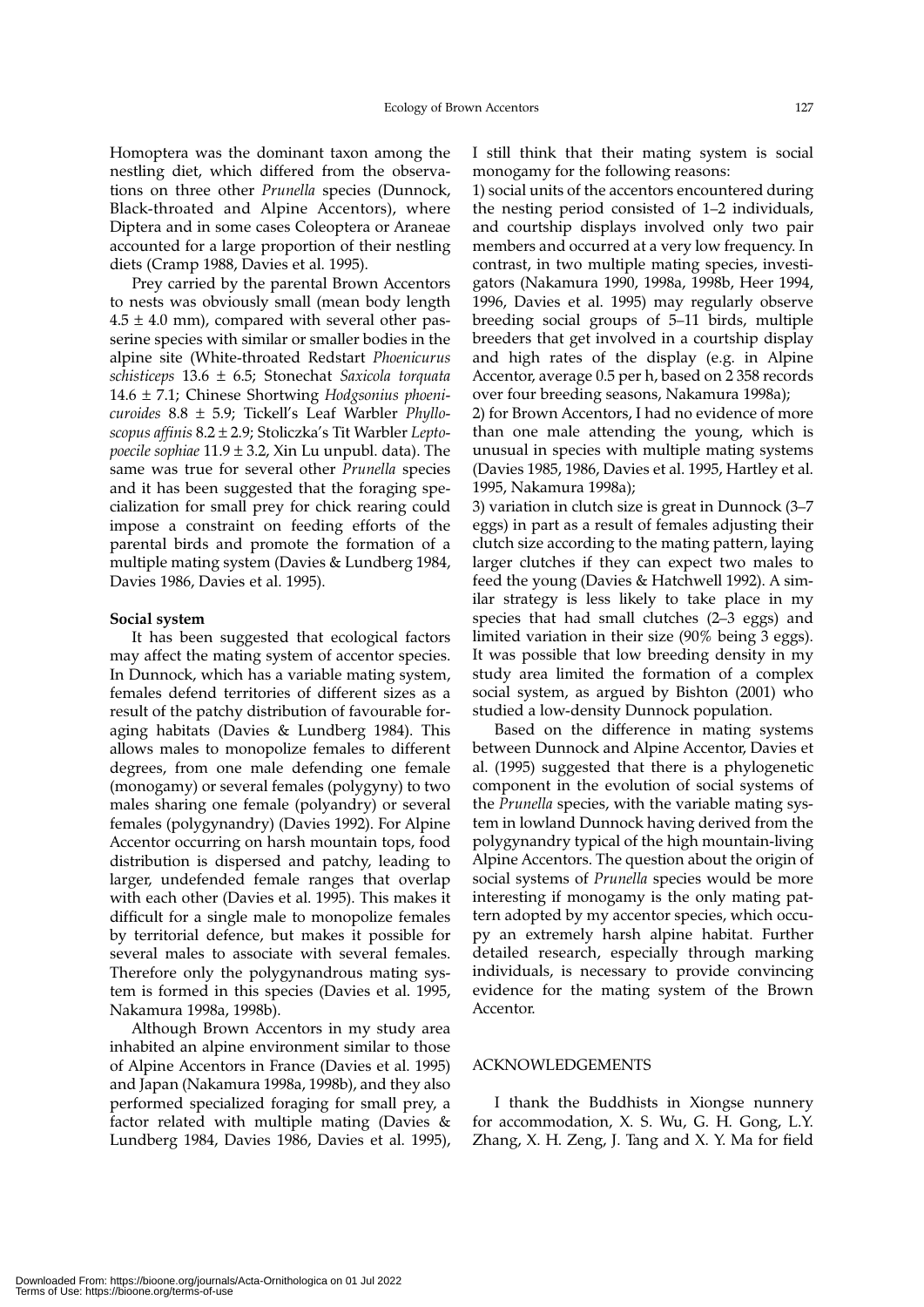Homoptera was the dominant taxon among the nestling diet, which differed from the observations on three other *Prunella* species (Dunnock, Black-throated and Alpine Accentors), where Diptera and in some cases Coleoptera or Araneae accounted for a large proportion of their nestling diets (Cramp 1988, Davies et al. 1995).

Prey carried by the parental Brown Accentors to nests was obviously small (mean body length $4.5 \pm 4.0$ mm), compared with several other passerine species with similar or smaller bodies in the alpine site (White-throated Redstart *Phoenicurus schisticeps* $13.6 \pm 6.5$; Stonechat *Saxicola torquata* $14.6 \pm 7.1$; Chinese Shortwing *Hodgsonius phoenicuroides* $8.8 \pm 5.9$; Tickell's Leaf Warbler *Phylloscopus affinis* $8.2 \pm 2.9$; Stoliczka's Tit Warbler *Leptopoecile sophiae* $11.9 \pm 3.2$, Xin Lu unpubl. data). The same was true for several other *Prunella* species and it has been suggested that the foraging specialization for small prey for chick rearing could impose a constraint on feeding efforts of the parental birds and promote the formation of a multiple mating system (Davies & Lundberg 1984, Davies 1986, Davies et al. 1995).

**Social system**

It has been suggested that ecological factors may affect the mating system of accentor species. In Dunnock, which has a variable mating system, females defend territories of different sizes as a result of the patchy distribution of favourable foraging habitats (Davies & Lundberg 1984). This allows males to monopolize females to different degrees, from one male defending one female (monogamy) or several females (polygyny) to two males sharing one female (polyandry) or several females (polygynandry) (Davies 1992). For Alpine Accentor occurring on harsh mountain tops, food distribution is dispersed and patchy, leading to larger, undefended female ranges that overlap with each other (Davies et al. 1995). This makes it difficult for a single male to monopolize females by territorial defence, but makes it possible for several males to associate with several females. Therefore only the polygynandrous mating system is formed in this species (Davies et al. 1995, Nakamura 1998a, 1998b).

Although Brown Accentors in my study area inhabited an alpine environment similar to those of Alpine Accentors in France (Davies et al. 1995) and Japan (Nakamura 1998a, 1998b), and they also performed specialized foraging for small prey, a factor related with multiple mating (Davies & Lundberg 1984, Davies 1986, Davies et al. 1995), I still think that their mating system is social monogamy for the following reasons:

1) social units of the accentors encountered during the nesting period consisted of 1–2 individuals, and courtship displays involved only two pair members and occurred at a very low frequency. In contrast, in two multiple mating species, investigators (Nakamura 1990, 1998a, 1998b, Heer 1994, 1996, Davies et al. 1995) may regularly observe breeding social groups of 5–11 birds, multiple breeders that get involved in a courtship display and high rates of the display (e.g. in Alpine Accentor, average 0.5 per h, based on 2 358 records over four breeding seasons, Nakamura 1998a);

2) for Brown Accentors, I had no evidence of more than one male attending the young, which is unusual in species with multiple mating systems (Davies 1985, 1986, Davies et al. 1995, Hartley et al. 1995, Nakamura 1998a);

3) variation in clutch size is great in Dunnock (3–7 eggs) in part as a result of females adjusting their clutch size according to the mating pattern, laying larger clutches if they can expect two males to feed the young (Davies & Hatchwell 1992). A similar strategy is less likely to take place in my species that had small clutches (2–3 eggs) and limited variation in their size (90% being 3 eggs). It was possible that low breeding density in my study area limited the formation of a complex social system, as argued by Bishton (2001) who studied a low-density Dunnock population.

Based on the difference in mating systems between Dunnock and Alpine Accentor, Davies et al. (1995) suggested that there is a phylogenetic component in the evolution of social systems of the *Prunella* species, with the variable mating system in lowland Dunnock having derived from the polygynandry typical of the high mountain-living Alpine Accentors. The question about the origin of social systems of *Prunella* species would be more interesting if monogamy is the only mating pattern adopted by my accentor species, which occupy an extremely harsh alpine habitat. Further detailed research, especially through marking individuals, is necessary to provide convincing evidence for the mating system of the Brown Accentor.

## ACKNOWLEDGEMENTS

I thank the Buddhists in Xiongse nunnery for accommodation, X. S. Wu, G. H. Gong, L.Y. Zhang, X. H. Zeng, J. Tang and X. Y. Ma for field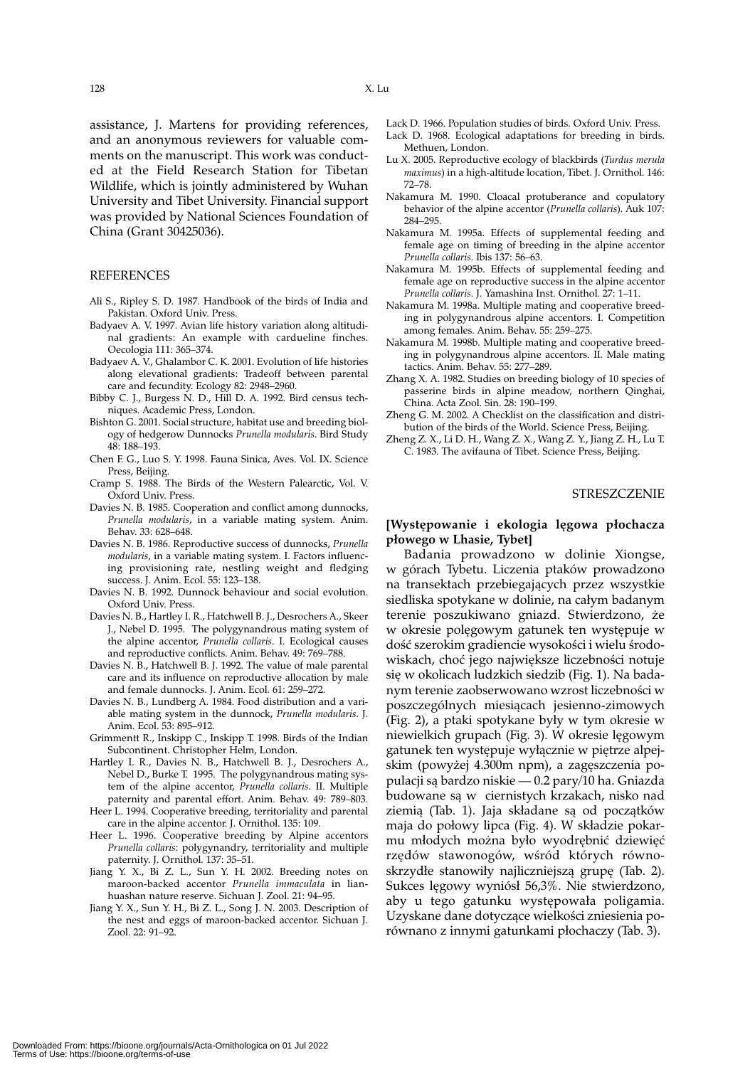assistance, J. Martens for providing references, and an anonymous reviewers for valuable comments on the manuscript. This work was conducted at the Field Research Station for Tibetan Wildlife, which is jointly administered by Wuhan University and Tibet University. Financial support was provided by National Sciences Foundation of China (Grant 30425036).

## REFERENCES

Ali S., Ripley S. D. 1987. Handbook of the birds of India and Pakistan. Oxford Univ. Press.

Badyaev A. V. 1997. Avian life history variation along altitudinal gradients: An example with cardueline finches. Oecologia 111: 365–374.

Badyaev A. V., Ghalambor C. K. 2001. Evolution of life histories along elevational gradients: Tradeoff between parental care and fecundity. Ecology 82: 2948–2960.

Bibby C. J., Burgess N. D., Hill D. A. 1992. Bird census techniques. Academic Press, London.

Bishton G. 2001. Social structure, habitat use and breeding biology of hedgerow Dunnocks *Prunella modularis*. Bird Study 48: 188–193.

Chen F. G., Luo S. Y. 1998. Fauna Sinica, Aves. Vol. IX. Science Press, Beijing.

Cramp S. 1988. The Birds of the Western Palearctic, Vol. V. Oxford Univ. Press.

Davies N. B. 1985. Cooperation and conflict among dunnocks, *Prunella modularis*, in a variable mating system. Anim. Behav. 33: 628–648.

Davies N. B. 1986. Reproductive success of dunnocks, *Prunella modularis*, in a variable mating system. I. Factors influencing provisioning rate, nestling weight and fledging success. J. Anim. Ecol. 55: 123–138.

Davies N. B. 1992. Dunnock behaviour and social evolution. Oxford Univ. Press.

Davies N. B., Hartley I. R., Hatchwell B. J., Desrochers A., Skeer J., Nebel D. 1995. The polygynandrous mating system of the alpine accentor, *Prunella collaris*. I. Ecological causes and reproductive conflicts. Anim. Behav. 49: 769–788.

Davies N. B., Hatchwell B. J. 1992. The value of male parental care and its influence on reproductive allocation by male and female dunnocks. J. Anim. Ecol. 61: 259–272.

Davies N. B., Lundberg A. 1984. Food distribution and a variable mating system in the dunnock, *Prunella modularis*. J. Anim. Ecol. 53: 895–912.

Grimmettt R., Inskipp C., Inskipp T. 1998. Birds of the Indian Subcontinent. Christopher Helm, London.

Hartley I. R., Davies N. B., Hatchwell B. J., Desrochers A., Nebel D., Burke T. 1995. The polygynandrous mating system of the alpine accentor, *Prunella collaris*. II. Multiple paternity and parental effort. Anim. Behav. 49: 789–803.

Heer L. 1994. Cooperative breeding, territoriality and parental care in the alpine accentor. J. Ornithol. 135: 109.

Heer L. 1996. Cooperative breeding by Alpine accentors *Prunella collaris*: polygynandry, territoriality and multiple paternity. J. Ornithol. 137: 35–51.

Jiang Y. X., Bi Z. L., Sun Y. H. 2002. Breeding notes on maroon-backed accentor *Prunella immaculata* in lianhuashan nature reserve. Sichuan J. Zool. 21: 94–95.

Jiang Y. X., Sun Y. H., Bi Z. L., Song J. N. 2003. Description of the nest and eggs of maroon-backed accentor. Sichuan J. Zool. 22: 91–92.

Lack D. 1966. Population studies of birds. Oxford Univ. Press.

Lack D. 1968. Ecological adaptations for breeding in birds. Methuen, London.

Lu X. 2005. Reproductive ecology of blackbirds (*Turdus merula maximus*) in a high-altitude location, Tibet. J. Ornithol. 146: 72–78.

Nakamura M. 1990. Cloacal protuberance and copulatory behavior of the alpine accentor (*Prunella collaris*). Auk 107: 284–295.

Nakamura M. 1995a. Effects of supplemental feeding and female age on timing of breeding in the alpine accentor *Prunella collaris*. Ibis 137: 56–63.

Nakamura M. 1995b. Effects of supplemental feeding and female age on reproductive success in the alpine accentor *Prunella collaris*. J. Yamashina Inst. Ornithol. 27: 1–11.

Nakamura M. 1998a. Multiple mating and cooperative breeding in polygynandrous alpine accentors. I. Competition among females. Anim. Behav. 55: 259–275.

Nakamura M. 1998b. Multiple mating and cooperative breeding in polygynandrous alpine accentors. II. Male mating tactics. Anim. Behav. 55: 277–289.

Zhang X. A. 1982. Studies on breeding biology of 10 species of passerine birds in alpine meadow, northern Qinghai, China. Acta Zool. Sin. 28: 190–199.

Zheng G. M. 2002. A Checklist on the classification and distribution of the birds of the World. Science Press, Beijing.

Zheng Z. X., Li D. H., Wang Z. X., Wang Z. Y., Jiang Z. H., Lu T. C. 1983. The avifauna of Tibet. Science Press, Beijing.

## STRESZCZENIE

**[Występowanie i ekologia lęgowa płochacza płowego w Lhasie, Tybet]**

Badania prowadzono w dolinie Xiongse, w górach Tybetu. Liczenia ptaków prowadzono na transektach przebiegających przez wszystkie siedliska spotykane w dolinie, na całym badanym terenie poszukiwano gniazd. Stwierdzono, że w okresie polęgowym gatunek ten występuje w dość szerokim gradiencie wysokości i wielu środowiskach, choć jego największe liczebności notuje się w okolicach ludzkich siedzib (Fig. 1). Na badanym terenie zaobserwowano wzrost liczebności w poszczególnych miesiącach jesienno-zimowych (Fig. 2), a ptaki spotykane były w tym okresie w niewielkich grupach (Fig. 3). W okresie lęgowym gatunek ten występuje wyłącznie w piętrze alpejskim (powyżej 4.300m npm), a zagęszczenia populacji są bardzo niskie — 0.2 pary/10 ha. Gniazda budowane są w ciernistych krzakach, nisko nad ziemią (Tab. 1). Jaja składane są od początków maja do połowy lipca (Fig. 4). W składzie pokarmu młodych można było wyodrębnić dziewięć rzędów stawonogów, wśród których równoskrzydłe stanowiły najliczniejszą grupę (Tab. 2). Sukces lęgowy wyniósł 56,3%. Nie stwierdzono, aby u tego gatunku występowała poligamia. Uzyskane dane dotyczące wielkości zniesienia porównano z innymi gatunkami płochaczy (Tab. 3).